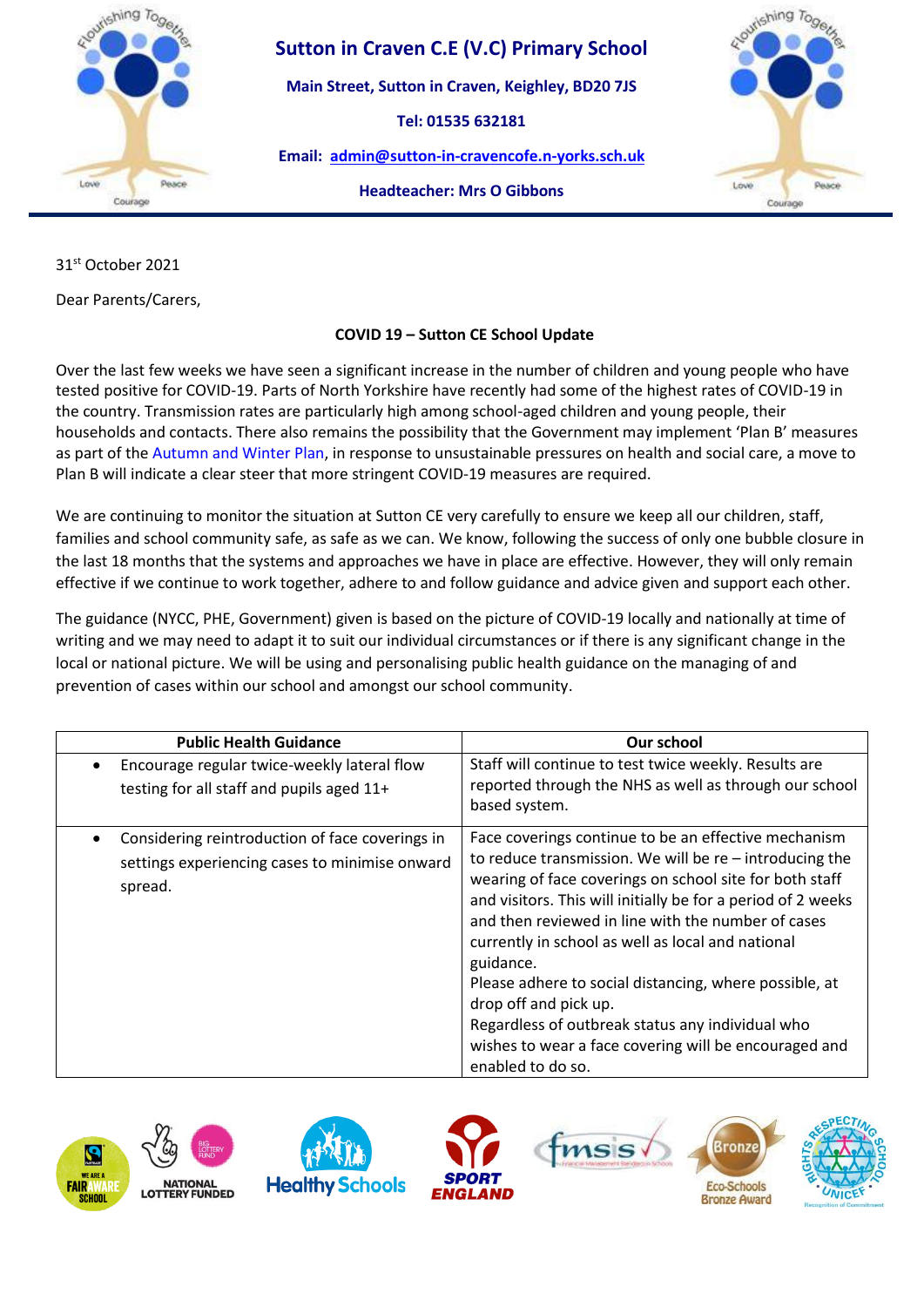# Sutton in Craven C.E (V.C) Primary School

**Main Street, Sutton in Craven, Keighley, BD20 7JS**

**Tel: 01535 632181**

**Email: admin@sutton-in-cravencofe.n-yorks.sch.uk**

**Headteacher: Mrs O Gibbons**

31st October 2021

Dear Parents/Carers,

**COVID 19 – Sutton CE School Update**

Over the last few weeks we have seen a significant increase in the number of children and young people who have tested positive for COVID-19. Parts of North Yorkshire have recently had some of the highest rates of COVID-19 in the country. Transmission rates are particularly high among school-aged children and young people, their households and contacts. There also remains the possibility that the Government may implement 'Plan B' measures as part of the Autumn and Winter Plan, in response to unsustainable pressures on health and social care, a move to Plan B will indicate a clear steer that more stringent COVID-19 measures are required.

We are continuing to monitor the situation at Sutton CE very carefully to ensure we keep all our children, staff, families and school community safe, as safe as we can. We know, following the success of only one bubble closure in the last 18 months that the systems and approaches we have in place are effective. However, they will only remain effective if we continue to work together, adhere to and follow guidance and advice given and support each other.

The guidance (NYCC, PHE, Government) given is based on the picture of COVID-19 locally and nationally at time of writing and we may need to adapt it to suit our individual circumstances or if there is any significant change in the local or national picture. We will be using and personalising public health guidance on the managing of and prevention of cases within our school and amongst our school community.

| Public Health Guidance | Our school |
|---|---|
| • Encourage regular twice-weekly lateral flow testing for all staff and pupils aged 11+ | Staff will continue to test twice weekly. Results are reported through the NHS as well as through our school based system. |
| • Considering reintroduction of face coverings in settings experiencing cases to minimise onward spread. | Face coverings continue to be an effective mechanism to reduce transmission. We will be re – introducing the wearing of face coverings on school site for both staff and visitors. This will initially be for a period of 2 weeks and then reviewed in line with the number of cases currently in school as well as local and national guidance.<br>Please adhere to social distancing, where possible, at drop off and pick up.<br>Regardless of outbreak status any individual who wishes to wear a face covering will be encouraged and enabled to do so. |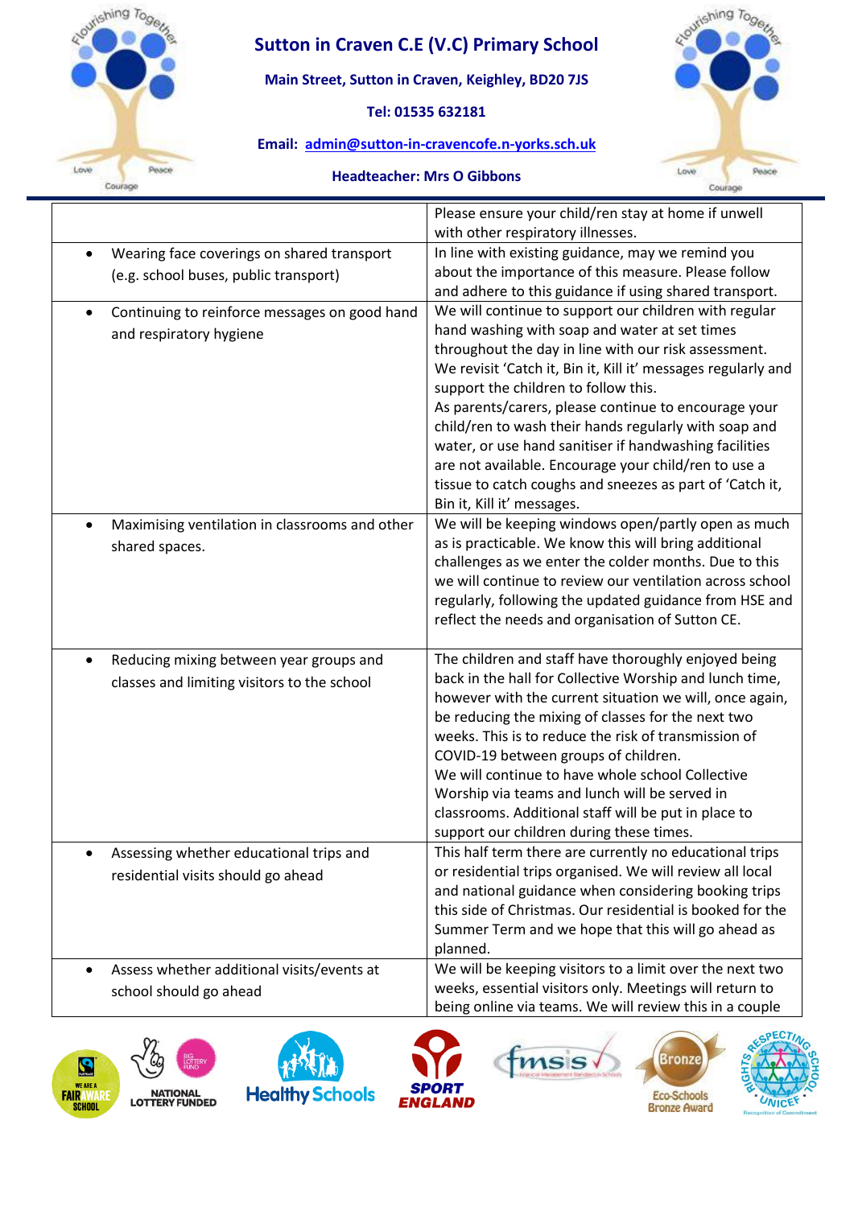| | |
|---|---|
| | Please ensure your child/ren stay at home if unwell with other respiratory illnesses. |
| • Wearing face coverings on shared transport (e.g. school buses, public transport) | In line with existing guidance, may we remind you about the importance of this measure. Please follow and adhere to this guidance if using shared transport. |
| • Continuing to reinforce messages on good hand and respiratory hygiene | We will continue to support our children with regular hand washing with soap and water at set times throughout the day in line with our risk assessment. We revisit 'Catch it, Bin it, Kill it' messages regularly and support the children to follow this.<br>As parents/carers, please continue to encourage your child/ren to wash their hands regularly with soap and water, or use hand sanitiser if handwashing facilities are not available. Encourage your child/ren to use a tissue to catch coughs and sneezes as part of 'Catch it, Bin it, Kill it' messages. |
| • Maximising ventilation in classrooms and other shared spaces. | We will be keeping windows open/partly open as much as is practicable. We know this will bring additional challenges as we enter the colder months. Due to this we will continue to review our ventilation across school regularly, following the updated guidance from HSE and reflect the needs and organisation of Sutton CE. |
| • Reducing mixing between year groups and classes and limiting visitors to the school | The children and staff have thoroughly enjoyed being back in the hall for Collective Worship and lunch time, however with the current situation we will, once again, be reducing the mixing of classes for the next two weeks. This is to reduce the risk of transmission of COVID-19 between groups of children.<br>We will continue to have whole school Collective Worship via teams and lunch will be served in classrooms. Additional staff will be put in place to support our children during these times. |
| • Assessing whether educational trips and residential visits should go ahead | This half term there are currently no educational trips or residential trips organised. We will review all local and national guidance when considering booking trips this side of Christmas. Our residential is booked for the Summer Term and we hope that this will go ahead as planned. |
| • Assess whether additional visits/events at school should go ahead | We will be keeping visitors to a limit over the next two weeks, essential visitors only. Meetings will return to being online via teams. We will review this in a couple |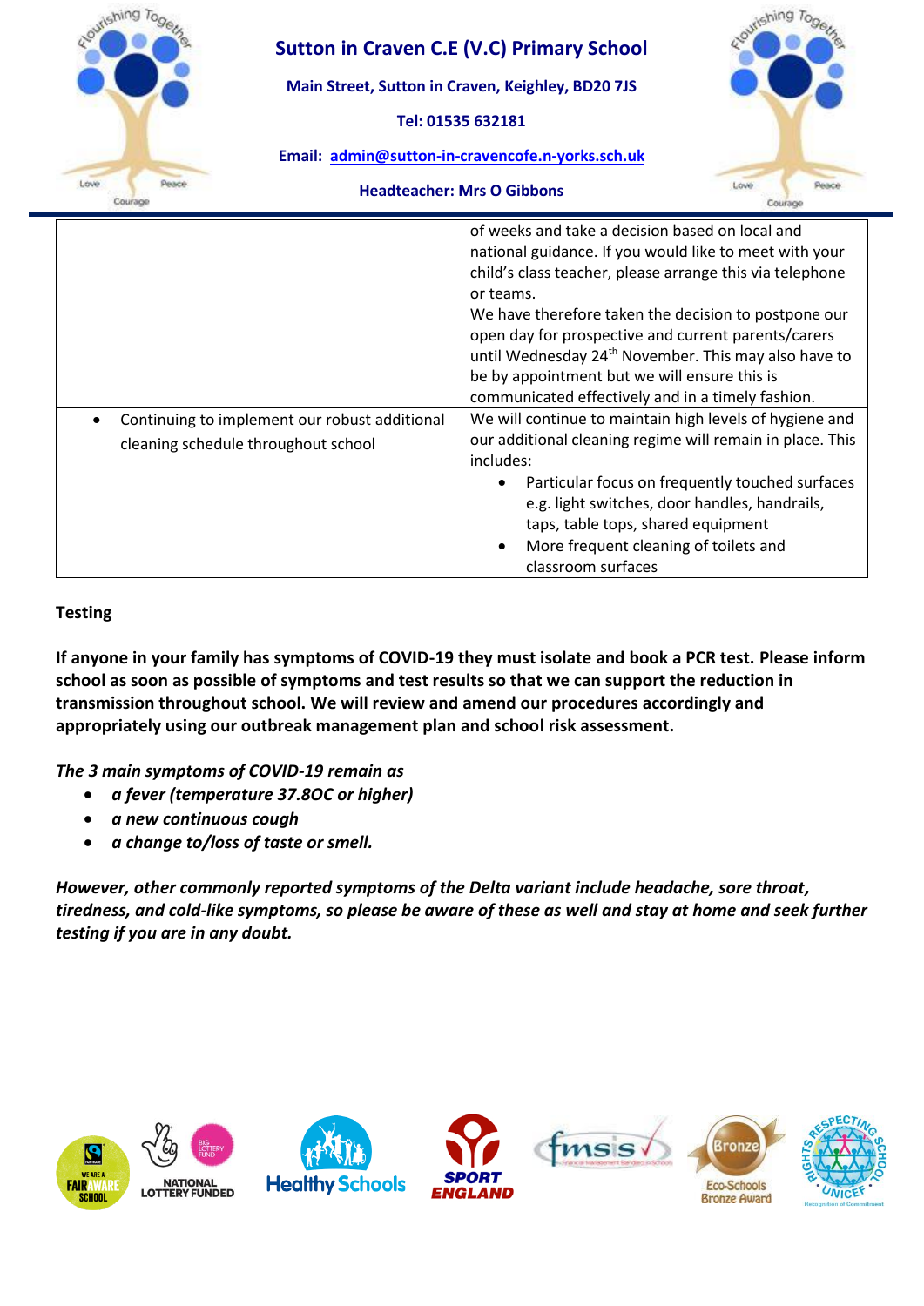| | |
|---|---|
| | of weeks and take a decision based on local and national guidance. If you would like to meet with your child's class teacher, please arrange this via telephone or teams.<br>We have therefore taken the decision to postpone our open day for prospective and current parents/carers until Wednesday 24th November. This may also have to be by appointment but we will ensure this is communicated effectively and in a timely fashion. |
| • Continuing to implement our robust additional cleaning schedule throughout school | We will continue to maintain high levels of hygiene and our additional cleaning regime will remain in place. This includes:<br>• Particular focus on frequently touched surfaces e.g. light switches, door handles, handrails, taps, table tops, shared equipment<br>• More frequent cleaning of toilets and classroom surfaces |

**Testing**

**If anyone in your family has symptoms of COVID-19 they must isolate and book a PCR test. Please inform school as soon as possible of symptoms and test results so that we can support the reduction in transmission throughout school. We will review and amend our procedures accordingly and appropriately using our outbreak management plan and school risk assessment.**

***The 3 main symptoms of COVID-19 remain as***

- ***a fever (temperature 37.8OC or higher)***
- ***a new continuous cough***
- ***a change to/loss of taste or smell.***

***However, other commonly reported symptoms of the Delta variant include headache, sore throat, tiredness, and cold-like symptoms, so please be aware of these as well and stay at home and seek further testing if you are in any doubt.***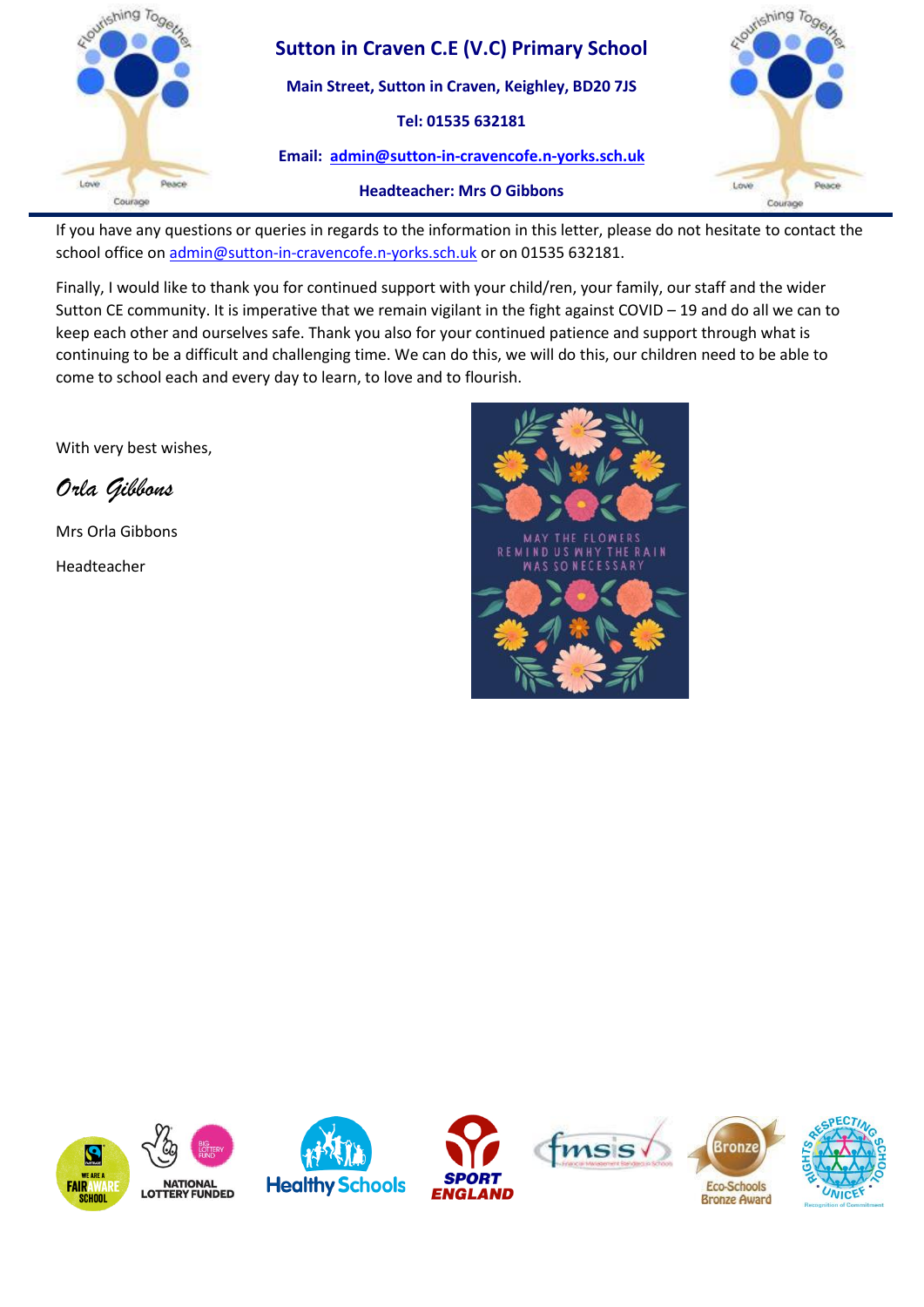**Sutton in Craven C.E (V.C) Primary School**

**Main Street, Sutton in Craven, Keighley, BD20 7JS**

**Tel: 01535 632181**

**Email: admin@sutton-in-cravencofe.n-yorks.sch.uk**

**Headteacher: Mrs O Gibbons**

If you have any questions or queries in regards to the information in this letter, please do not hesitate to contact the school office on admin@sutton-in-cravencofe.n-yorks.sch.uk or on 01535 632181.

Finally, I would like to thank you for continued support with your child/ren, your family, our staff and the wider Sutton CE community. It is imperative that we remain vigilant in the fight against COVID – 19 and do all we can to keep each other and ourselves safe. Thank you also for your continued patience and support through what is continuing to be a difficult and challenging time. We can do this, we will do this, our children need to be able to come to school each and every day to learn, to love and to flourish.

With very best wishes,

*Orla Gibbons*

Mrs Orla Gibbons

Headteacher